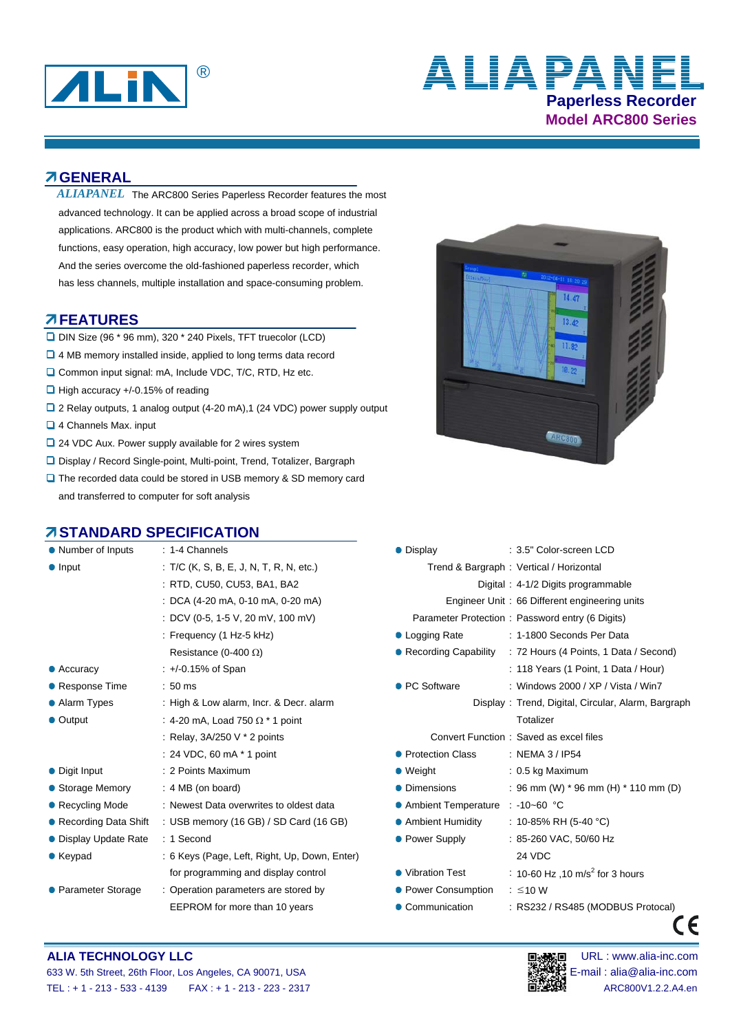# ALIAPANEL

## Paperless Recorder

## Model ARC800 Series

## GENERAL

*ALIAPANEL* The ARC800 Series Paperless Recorder features the most advanced technology. It can be applied across a broad scope of industrial applications. ARC800 is the product which with multi-channels, complete functions, easy operation, high accuracy, low power but high performance. And the series overcome the old-fashioned paperless recorder, which has less channels, multiple installation and space-consuming problem.

## FEATURES

- DIN Size (96 * 96 mm), 320 * 240 Pixels, TFT truecolor (LCD)
- 4 MB memory installed inside, applied to long terms data record
- Common input signal: mA, Include VDC, T/C, RTD, Hz etc.
- High accuracy +/-0.15% of reading
- 2 Relay outputs, 1 analog output (4-20 mA),1 (24 VDC) power supply output
- 4 Channels Max. input
- 24 VDC Aux. Power supply available for 2 wires system
- Display / Record Single-point, Multi-point, Trend, Totalizer, Bargraph
- The recorded data could be stored in USB memory & SD memory card and transferred to computer for soft analysis

## STANDARD SPECIFICATION

| Item | Specification |
|---|---|
| Number of Inputs | 1-4 Channels |
| Input | T/C (K, S, B, E, J, N, T, R, N, etc.) |
| | RTD, CU50, CU53, BA1, BA2 |
| | DCA (4-20 mA, 0-10 mA, 0-20 mA) |
| | DCV (0-5, 1-5 V, 20 mV, 100 mV) |
| | Frequency (1 Hz-5 kHz) |
| | Resistance (0-400 Ω) |
| Accuracy | +/-0.15% of Span |
| Response Time | 50 ms |
| Alarm Types | High & Low alarm, Incr. & Decr. alarm |
| Output | 4-20 mA, Load 750 Ω * 1 point |
| | Relay, 3A/250 V * 2 points |
| | 24 VDC, 60 mA * 1 point |
| Digit Input | 2 Points Maximum |
| Storage Memory | 4 MB (on board) |
| Recycling Mode | Newest Data overwrites to oldest data |
| Recording Data Shift | USB memory (16 GB) / SD Card (16 GB) |
| Display Update Rate | 1 Second |
| Keypad | 6 Keys (Page, Left, Right, Up, Down, Enter) for programming and display control |
| Parameter Storage | Operation parameters are stored by EEPROM for more than 10 years |

| Item | Specification |
|---|---|
| Display | 3.5" Color-screen LCD |
| Trend & Bargraph | Vertical / Horizontal |
| Digital | 4-1/2 Digits programmable |
| Engineer Unit | 66 Different engineering units |
| Parameter Protection | Password entry (6 Digits) |
| Logging Rate | 1-1800 Seconds Per Data |
| Recording Capability | 72 Hours (4 Points, 1 Data / Second) |
| | 118 Years (1 Point, 1 Data / Hour) |
| PC Software | Windows 2000 / XP / Vista / Win7 |
| Display | Trend, Digital, Circular, Alarm, Bargraph Totalizer |
| Convert Function | Saved as excel files |
| Protection Class | NEMA 3 / IP54 |
| Weight | 0.5 kg Maximum |
| Dimensions | 96 mm (W) * 96 mm (H) * 110 mm (D) |
| Ambient Temperature | -10~60 °C |
| Ambient Humidity | 10-85% RH (5-40 °C) |
| Power Supply | 85-260 VAC, 50/60 Hz |
| | 24 VDC |
| Vibration Test | 10-60 Hz ,10 $m/s^2$ for 3 hours |
| Power Consumption | ≤10 W |
| Communication | RS232 / RS485 (MODBUS Protocal) |

**ALIA TECHNOLOGY LLC**
633 W. 5th Street, 26th Floor, Los Angeles, CA 90071, USA
TEL : + 1 - 213 - 533 - 4139 FAX : + 1 - 213 - 223 - 2317

URL : www.alia-inc.com
E-mail : alia@alia-inc.com
ARC800V1.2.2.A4.en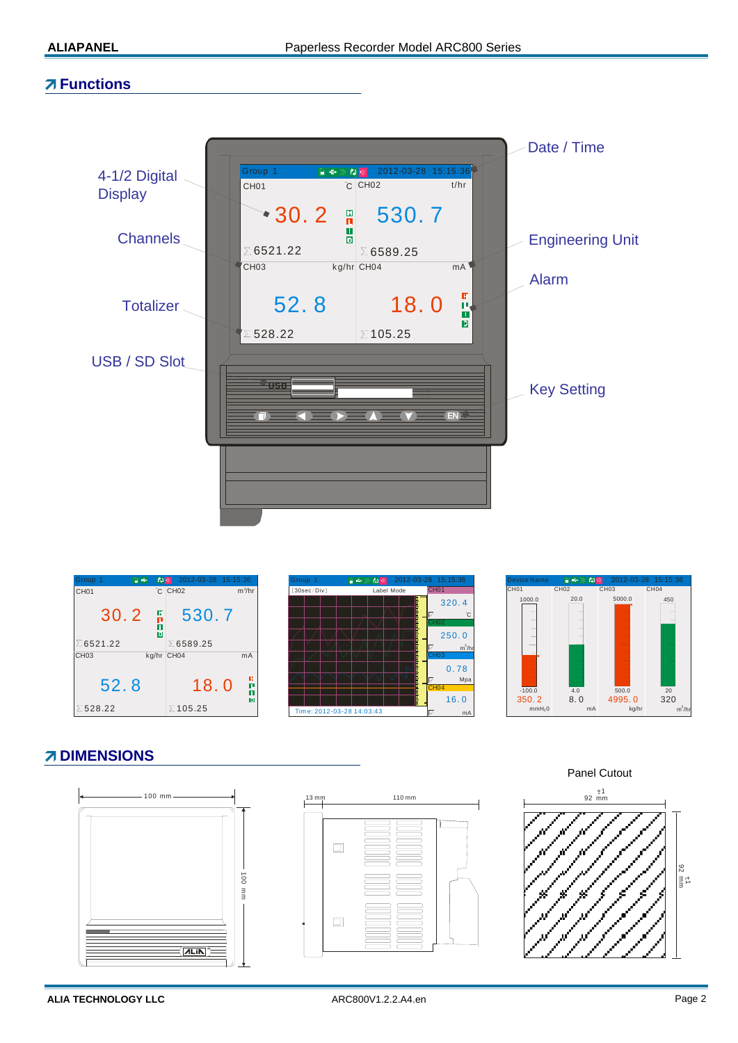## ↗ Functions

4-1/2 Digital Display

Channels

Totalizer

USB / SD Slot

Date / Time

Engineering Unit

Alarm

Key Setting

## ↗ DIMENSIONS

100 mm

100 mm

13 mm

110 mm

Panel Cutout

92 $^{+1}$ mm

92 $^{+1}$ mm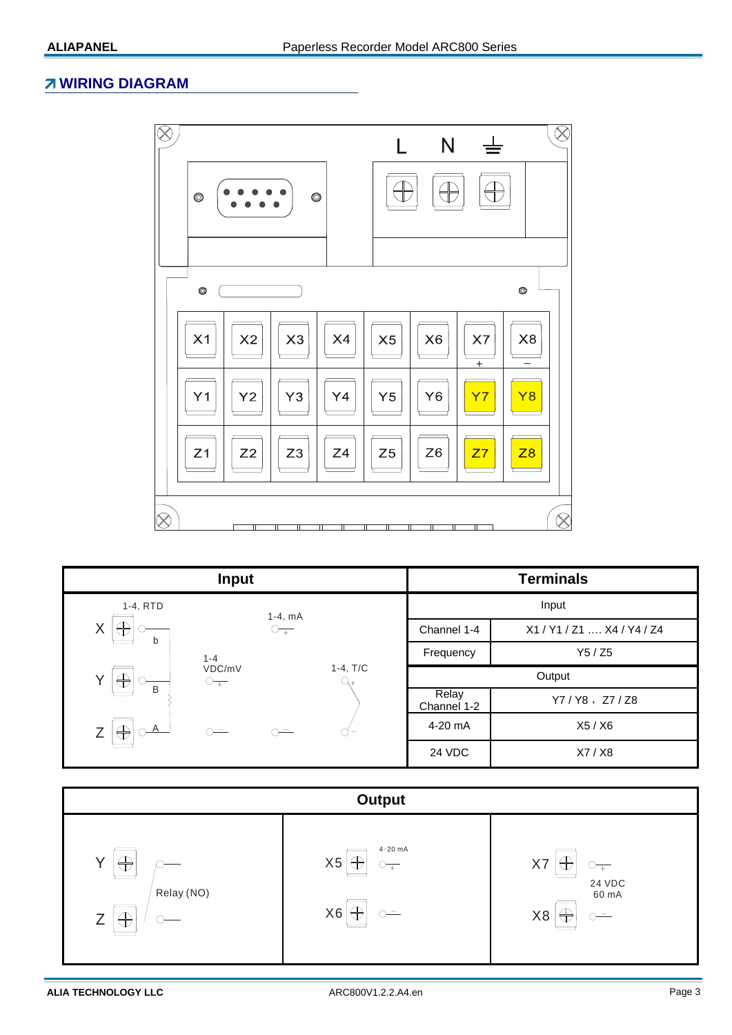## WIRING DIAGRAM

L N ⏚

| X1 | X2 | X3 | X4 | X5 | X6 | X7 + | X8 − |
|---|---|---|---|---|---|---|---|
| Y1 | Y2 | Y3 | Y4 | Y5 | Y6 | Y7 | Y8 |
| Z1 | Z2 | Z3 | Z4 | Z5 | Z6 | Z7 | Z8 |

**Input**

1-4, RTD: X (b), Y (B), Z (A)

1-4 VDC/mV: + / −

1-4, mA: + / −

1-4, T/C: + / −

| Terminals | |
|---|---|
| Input | |
| Channel 1-4 | X1 / Y1 / Z1 …. X4 / Y4 / Z4 |
| Frequency | Y5 / Z5 |
| Output | |
| Relay Channel 1-2 | Y7 / Y8 ， Z7 / Z8 |
| 4-20 mA | X5 / X6 |
| 24 VDC | X7 / X8 |

**Output**

| Relay (NO) | 4~20 mA | 24 VDC 60 mA |
|---|---|---|
| Y, Z | X5 (+), X6 (−) | X7 (+), X8 (−) |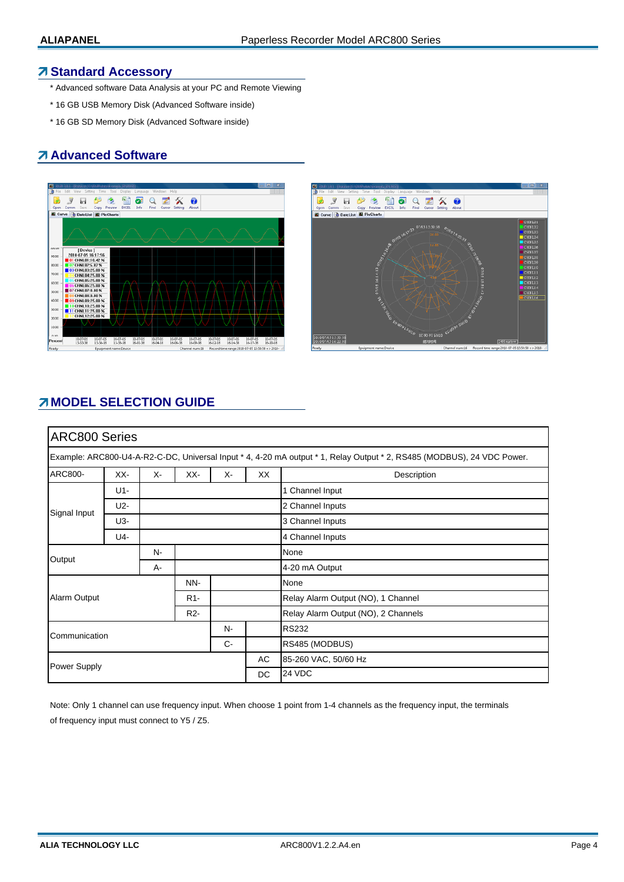## Standard Accessory

* Advanced software Data Analysis at your PC and Remote Viewing
* 16 GB USB Memory Disk (Advanced Software inside)
* 16 GB SD Memory Disk (Advanced Software inside)

## Advanced Software

## MODEL SELECTION GUIDE

| ARC800 Series | | | | | | |
|---|---|---|---|---|---|---|
| Example: ARC800-U4-A-R2-C-DC, Universal Input * 4, 4-20 mA output * 1, Relay Output * 2, RS485 (MODBUS), 24 VDC Power. | | | | | | |
| ARC800- | XX- | X- | XX- | X- | XX | Description |
| Signal Input | U1- | | | | | 1 Channel Input |
| | U2- | | | | | 2 Channel Inputs |
| | U3- | | | | | 3 Channel Inputs |
| | U4- | | | | | 4 Channel Inputs |
| Output | | N- | | | | None |
| | | A- | | | | 4-20 mA Output |
| Alarm Output | | | NN- | | | None |
| | | | R1- | | | Relay Alarm Output (NO), 1 Channel |
| | | | R2- | | | Relay Alarm Output (NO), 2 Channels |
| Communication | | | | N- | | RS232 |
| | | | | C- | | RS485 (MODBUS) |
| Power Supply | | | | | AC | 85-260 VAC, 50/60 Hz |
| | | | | | DC | 24 VDC |

Note: Only 1 channel can use frequency input. When choose 1 point from 1-4 channels as the frequency input, the terminals of frequency input must connect to Y5 / Z5.